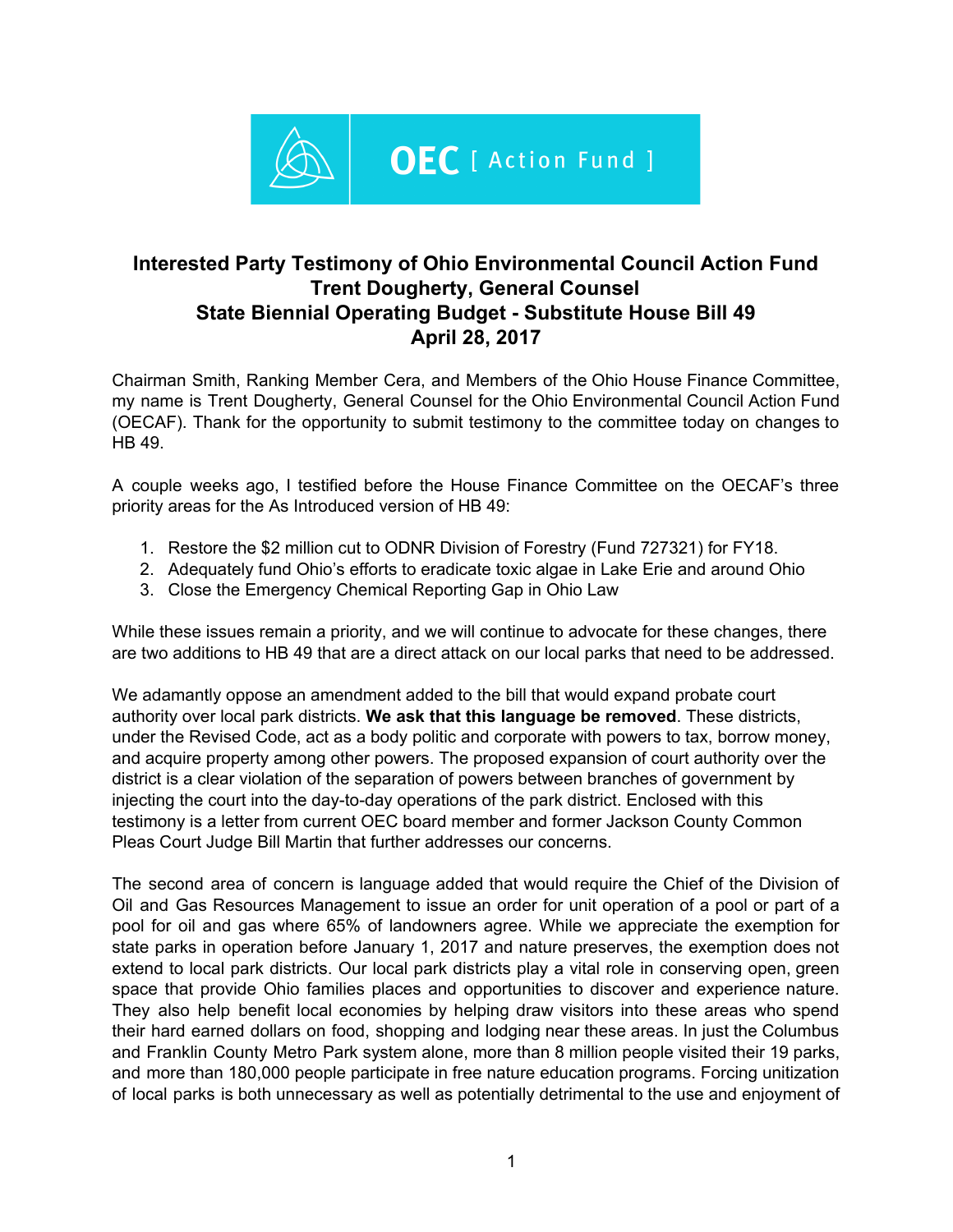OEC [ Action Fund ]

# Interested Party Testimony of Ohio Environmental Council Action Fund
## Trent Dougherty, General Counsel
## State Biennial Operating Budget - Substitute House Bill 49
## April 28, 2017

Chairman Smith, Ranking Member Cera, and Members of the Ohio House Finance Committee, my name is Trent Dougherty, General Counsel for the Ohio Environmental Council Action Fund (OECAF). Thank for the opportunity to submit testimony to the committee today on changes to HB 49.

A couple weeks ago, I testified before the House Finance Committee on the OECAF's three priority areas for the As Introduced version of HB 49:

1. Restore the $2 million cut to ODNR Division of Forestry (Fund 727321) for FY18.
2. Adequately fund Ohio's efforts to eradicate toxic algae in Lake Erie and around Ohio
3. Close the Emergency Chemical Reporting Gap in Ohio Law

While these issues remain a priority, and we will continue to advocate for these changes, there are two additions to HB 49 that are a direct attack on our local parks that need to be addressed.

We adamantly oppose an amendment added to the bill that would expand probate court authority over local park districts. **We ask that this language be removed**. These districts, under the Revised Code, act as a body politic and corporate with powers to tax, borrow money, and acquire property among other powers. The proposed expansion of court authority over the district is a clear violation of the separation of powers between branches of government by injecting the court into the day-to-day operations of the park district. Enclosed with this testimony is a letter from current OEC board member and former Jackson County Common Pleas Court Judge Bill Martin that further addresses our concerns.

The second area of concern is language added that would require the Chief of the Division of Oil and Gas Resources Management to issue an order for unit operation of a pool or part of a pool for oil and gas where 65% of landowners agree. While we appreciate the exemption for state parks in operation before January 1, 2017 and nature preserves, the exemption does not extend to local park districts. Our local park districts play a vital role in conserving open, green space that provide Ohio families places and opportunities to discover and experience nature. They also help benefit local economies by helping draw visitors into these areas who spend their hard earned dollars on food, shopping and lodging near these areas. In just the Columbus and Franklin County Metro Park system alone, more than 8 million people visited their 19 parks, and more than 180,000 people participate in free nature education programs. Forcing unitization of local parks is both unnecessary as well as potentially detrimental to the use and enjoyment of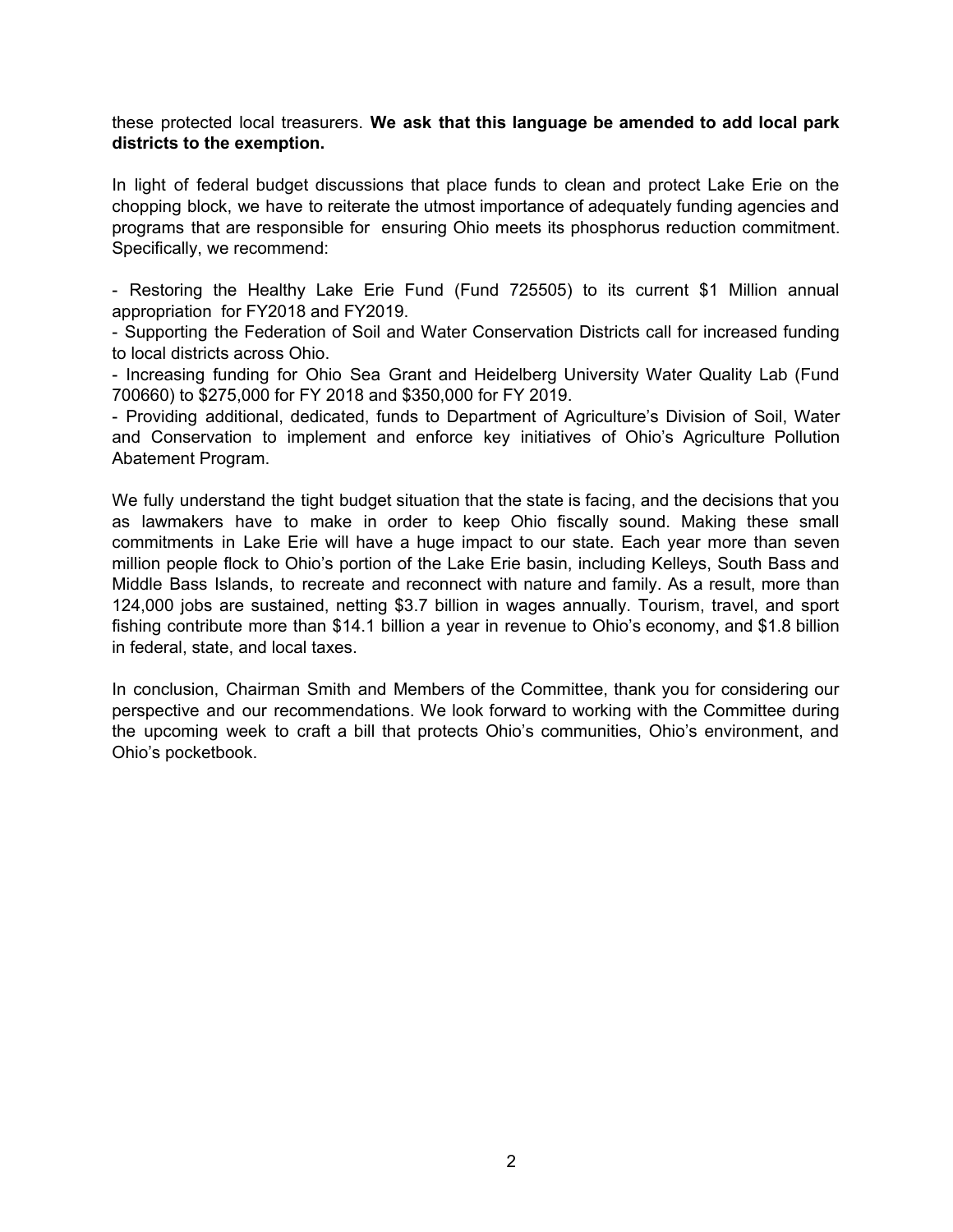these protected local treasurers. **We ask that this language be amended to add local park districts to the exemption.**

In light of federal budget discussions that place funds to clean and protect Lake Erie on the chopping block, we have to reiterate the utmost importance of adequately funding agencies and programs that are responsible for ensuring Ohio meets its phosphorus reduction commitment. Specifically, we recommend:

- Restoring the Healthy Lake Erie Fund (Fund 725505) to its current $1 Million annual appropriation for FY2018 and FY2019.
- Supporting the Federation of Soil and Water Conservation Districts call for increased funding to local districts across Ohio.
- Increasing funding for Ohio Sea Grant and Heidelberg University Water Quality Lab (Fund 700660) to $275,000 for FY 2018 and $350,000 for FY 2019.
- Providing additional, dedicated, funds to Department of Agriculture's Division of Soil, Water and Conservation to implement and enforce key initiatives of Ohio's Agriculture Pollution Abatement Program.

We fully understand the tight budget situation that the state is facing, and the decisions that you as lawmakers have to make in order to keep Ohio fiscally sound. Making these small commitments in Lake Erie will have a huge impact to our state. Each year more than seven million people flock to Ohio's portion of the Lake Erie basin, including Kelleys, South Bass and Middle Bass Islands, to recreate and reconnect with nature and family. As a result, more than 124,000 jobs are sustained, netting $3.7 billion in wages annually. Tourism, travel, and sport fishing contribute more than $14.1 billion a year in revenue to Ohio's economy, and $1.8 billion in federal, state, and local taxes.

In conclusion, Chairman Smith and Members of the Committee, thank you for considering our perspective and our recommendations. We look forward to working with the Committee during the upcoming week to craft a bill that protects Ohio's communities, Ohio's environment, and Ohio's pocketbook.